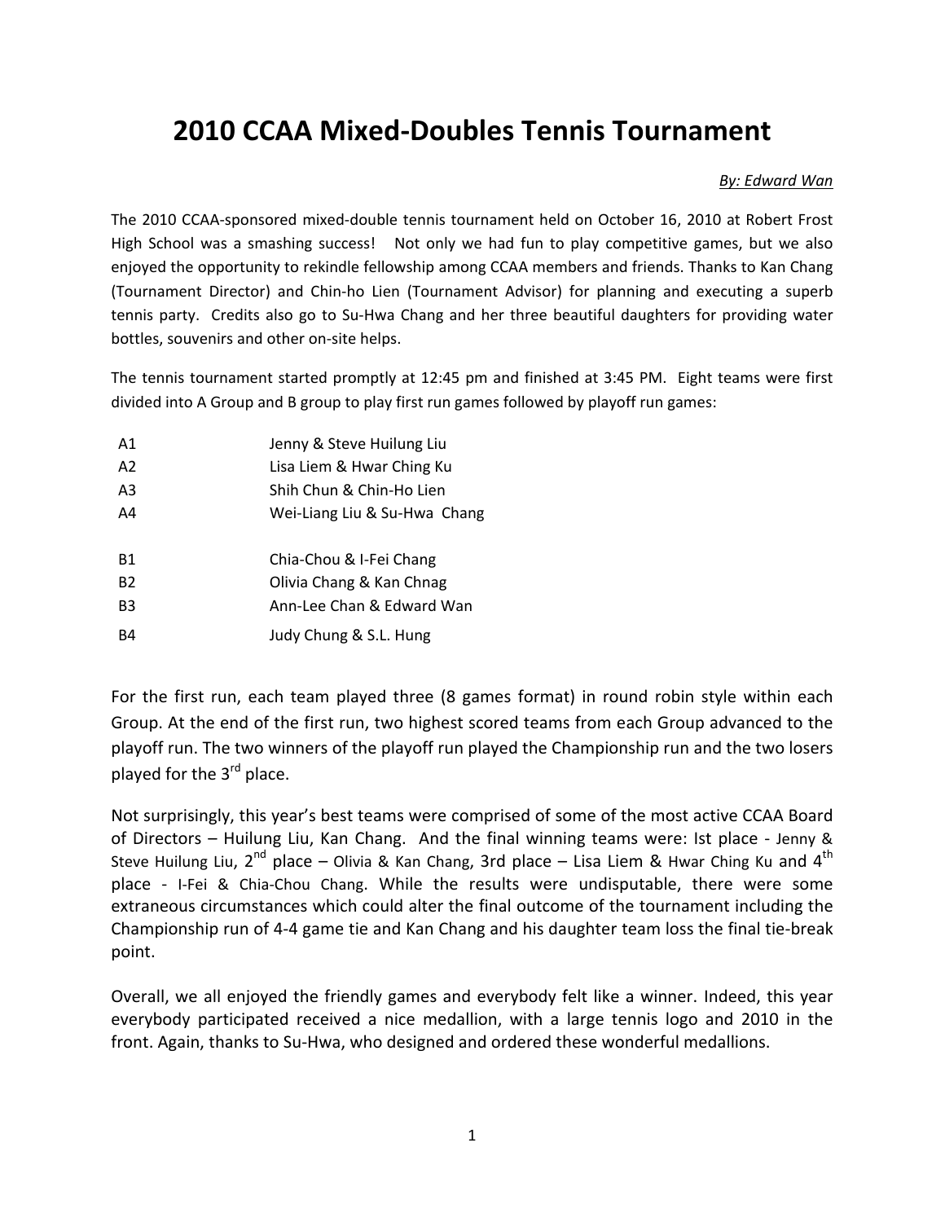# 2010 CCAA Mixed-Doubles Tennis Tournament

*By: Edward Wan*

The 2010 CCAA-sponsored mixed-double tennis tournament held on October 16, 2010 at Robert Frost High School was a smashing success! Not only we had fun to play competitive games, but we also enjoyed the opportunity to rekindle fellowship among CCAA members and friends. Thanks to Kan Chang (Tournament Director) and Chin-ho Lien (Tournament Advisor) for planning and executing a superb tennis party. Credits also go to Su-Hwa Chang and her three beautiful daughters for providing water bottles, souvenirs and other on-site helps.

The tennis tournament started promptly at 12:45 pm and finished at 3:45 PM. Eight teams were first divided into A Group and B group to play first run games followed by playoff run games:

| | |
|---|---|
| A1 | Jenny & Steve Huilung Liu |
| A2 | Lisa Liem & Hwar Ching Ku |
| A3 | Shih Chun & Chin-Ho Lien |
| A4 | Wei-Liang Liu & Su-Hwa Chang |
| | |
| B1 | Chia-Chou & I-Fei Chang |
| B2 | Olivia Chang & Kan Chnag |
| B3 | Ann-Lee Chan & Edward Wan |
| B4 | Judy Chung & S.L. Hung |

For the first run, each team played three (8 games format) in round robin style within each Group. At the end of the first run, two highest scored teams from each Group advanced to the playoff run. The two winners of the playoff run played the Championship run and the two losers played for the 3rd place.

Not surprisingly, this year's best teams were comprised of some of the most active CCAA Board of Directors – Huilung Liu, Kan Chang. And the final winning teams were: Ist place - Jenny & Steve Huilung Liu, 2nd place – Olivia & Kan Chang, 3rd place – Lisa Liem & Hwar Ching Ku and 4th place - I-Fei & Chia-Chou Chang. While the results were undisputable, there were some extraneous circumstances which could alter the final outcome of the tournament including the Championship run of 4-4 game tie and Kan Chang and his daughter team loss the final tie-break point.

Overall, we all enjoyed the friendly games and everybody felt like a winner. Indeed, this year everybody participated received a nice medallion, with a large tennis logo and 2010 in the front. Again, thanks to Su-Hwa, who designed and ordered these wonderful medallions.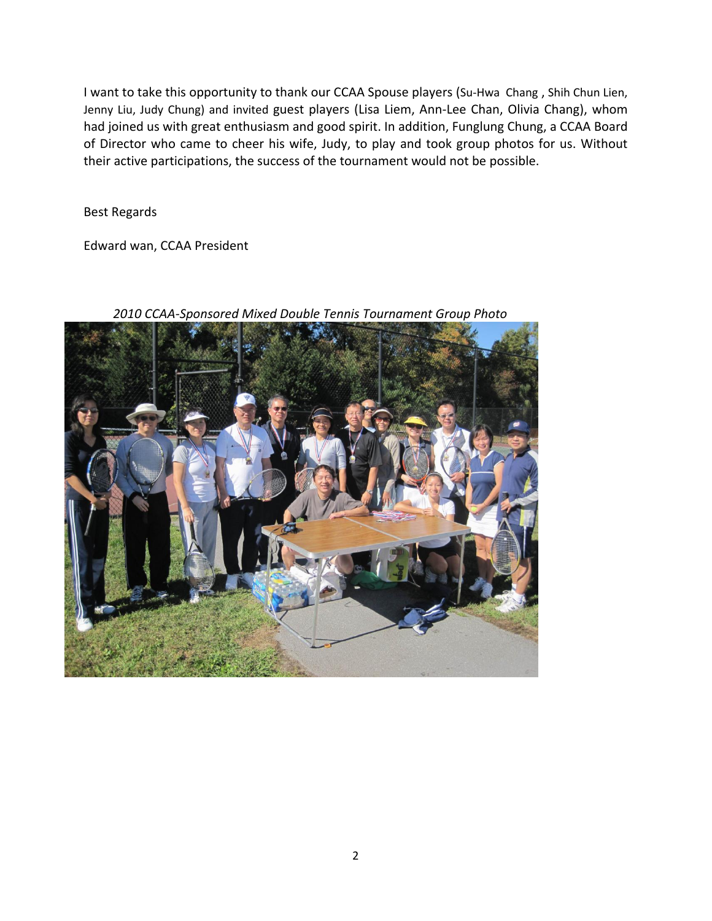I want to take this opportunity to thank our CCAA Spouse players (Su-Hwa Chang , Shih Chun Lien, Jenny Liu, Judy Chung) and invited guest players (Lisa Liem, Ann-Lee Chan, Olivia Chang), whom had joined us with great enthusiasm and good spirit. In addition, Funglung Chung, a CCAA Board of Director who came to cheer his wife, Judy, to play and took group photos for us. Without their active participations, the success of the tournament would not be possible.

Best Regards

Edward wan, CCAA President

*2010 CCAA-Sponsored Mixed Double Tennis Tournament Group Photo*